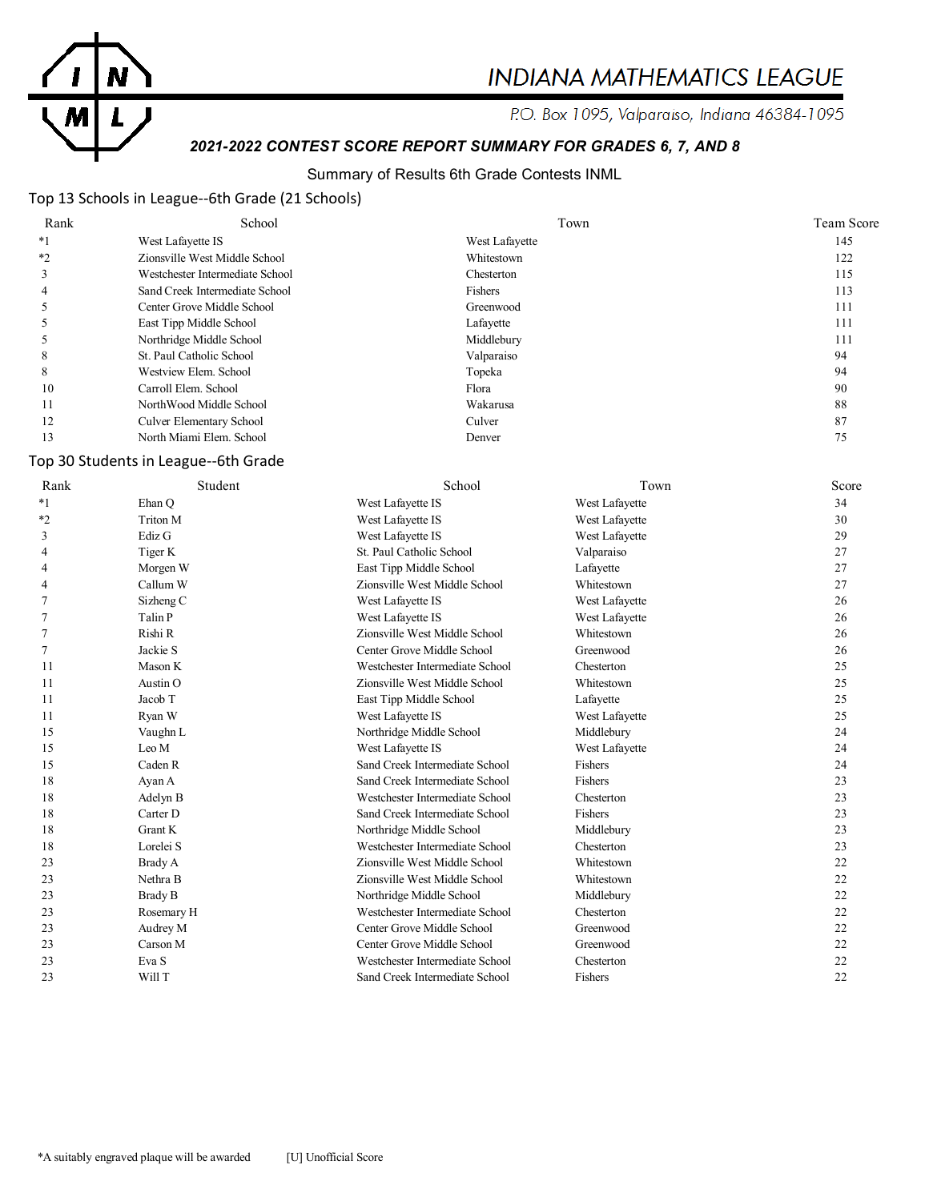# INDIANA MATHEMATICS LEAGUE

P.O. Box 1095, Valparaiso, Indiana 46384-1095

***2021-2022 CONTEST SCORE REPORT SUMMARY FOR GRADES 6, 7, AND 8***

Summary of Results 6th Grade Contests INML

## Top 13 Schools in League--6th Grade (21 Schools)

| Rank | School | Town | Team Score |
|---|---|---|---|
| *1 | West Lafayette IS | West Lafayette | 145 |
| *2 | Zionsville West Middle School | Whitestown | 122 |
| 3 | Westchester Intermediate School | Chesterton | 115 |
| 4 | Sand Creek Intermediate School | Fishers | 113 |
| 5 | Center Grove Middle School | Greenwood | 111 |
| 5 | East Tipp Middle School | Lafayette | 111 |
| 5 | Northridge Middle School | Middlebury | 111 |
| 8 | St. Paul Catholic School | Valparaiso | 94 |
| 8 | Westview Elem. School | Topeka | 94 |
| 10 | Carroll Elem. School | Flora | 90 |
| 11 | NorthWood Middle School | Wakarusa | 88 |
| 12 | Culver Elementary School | Culver | 87 |
| 13 | North Miami Elem. School | Denver | 75 |

## Top 30 Students in League--6th Grade

| Rank | Student | School | Town | Score |
|---|---|---|---|---|
| *1 | Ehan Q | West Lafayette IS | West Lafayette | 34 |
| *2 | Triton M | West Lafayette IS | West Lafayette | 30 |
| 3 | Ediz G | West Lafayette IS | West Lafayette | 29 |
| 4 | Tiger K | St. Paul Catholic School | Valparaiso | 27 |
| 4 | Morgen W | East Tipp Middle School | Lafayette | 27 |
| 4 | Callum W | Zionsville West Middle School | Whitestown | 27 |
| 7 | Sizheng C | West Lafayette IS | West Lafayette | 26 |
| 7 | Talin P | West Lafayette IS | West Lafayette | 26 |
| 7 | Rishi R | Zionsville West Middle School | Whitestown | 26 |
| 7 | Jackie S | Center Grove Middle School | Greenwood | 26 |
| 11 | Mason K | Westchester Intermediate School | Chesterton | 25 |
| 11 | Austin O | Zionsville West Middle School | Whitestown | 25 |
| 11 | Jacob T | East Tipp Middle School | Lafayette | 25 |
| 11 | Ryan W | West Lafayette IS | West Lafayette | 25 |
| 15 | Vaughn L | Northridge Middle School | Middlebury | 24 |
| 15 | Leo M | West Lafayette IS | West Lafayette | 24 |
| 15 | Caden R | Sand Creek Intermediate School | Fishers | 24 |
| 18 | Ayan A | Sand Creek Intermediate School | Fishers | 23 |
| 18 | Adelyn B | Westchester Intermediate School | Chesterton | 23 |
| 18 | Carter D | Sand Creek Intermediate School | Fishers | 23 |
| 18 | Grant K | Northridge Middle School | Middlebury | 23 |
| 18 | Lorelei S | Westchester Intermediate School | Chesterton | 23 |
| 23 | Brady A | Zionsville West Middle School | Whitestown | 22 |
| 23 | Nethra B | Zionsville West Middle School | Whitestown | 22 |
| 23 | Brady B | Northridge Middle School | Middlebury | 22 |
| 23 | Rosemary H | Westchester Intermediate School | Chesterton | 22 |
| 23 | Audrey M | Center Grove Middle School | Greenwood | 22 |
| 23 | Carson M | Center Grove Middle School | Greenwood | 22 |
| 23 | Eva S | Westchester Intermediate School | Chesterton | 22 |
| 23 | Will T | Sand Creek Intermediate School | Fishers | 22 |

*A suitably engraved plaque will be awarded [U] Unofficial Score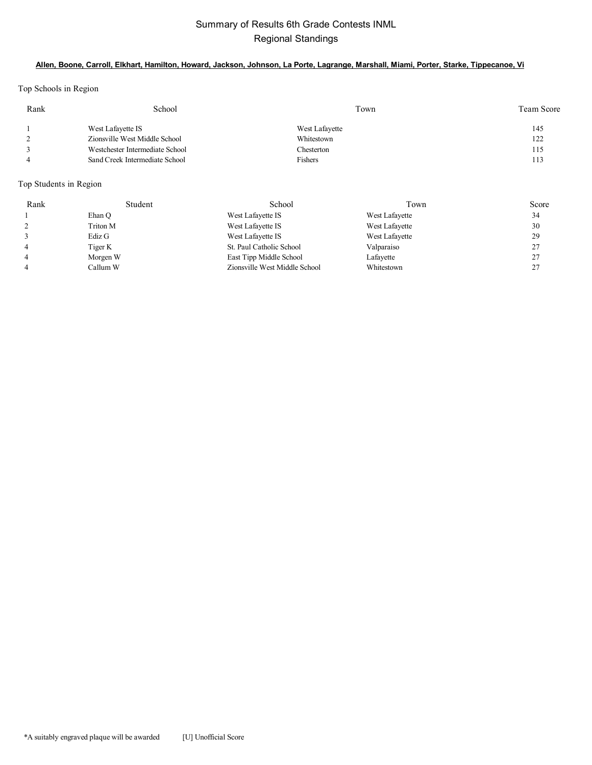# Summary of Results 6th Grade Contests INML
## Regional Standings

**Allen, Boone, Carroll, Elkhart, Hamilton, Howard, Jackson, Johnson, La Porte, Lagrange, Marshall, Miami, Porter, Starke, Tippecanoe, Vi**

Top Schools in Region

| Rank | School | Town | Team Score |
|---|---|---|---|
| 1 | West Lafayette IS | West Lafayette | 145 |
| 2 | Zionsville West Middle School | Whitestown | 122 |
| 3 | Westchester Intermediate School | Chesterton | 115 |
| 4 | Sand Creek Intermediate School | Fishers | 113 |

Top Students in Region

| Rank | Student | School | Town | Score |
|---|---|---|---|---|
| 1 | Ehan Q | West Lafayette IS | West Lafayette | 34 |
| 2 | Triton M | West Lafayette IS | West Lafayette | 30 |
| 3 | Ediz G | West Lafayette IS | West Lafayette | 29 |
| 4 | Tiger K | St. Paul Catholic School | Valparaiso | 27 |
| 4 | Morgen W | East Tipp Middle School | Lafayette | 27 |
| 4 | Callum W | Zionsville West Middle School | Whitestown | 27 |

*A suitably engraved plaque will be awarded    [U] Unofficial Score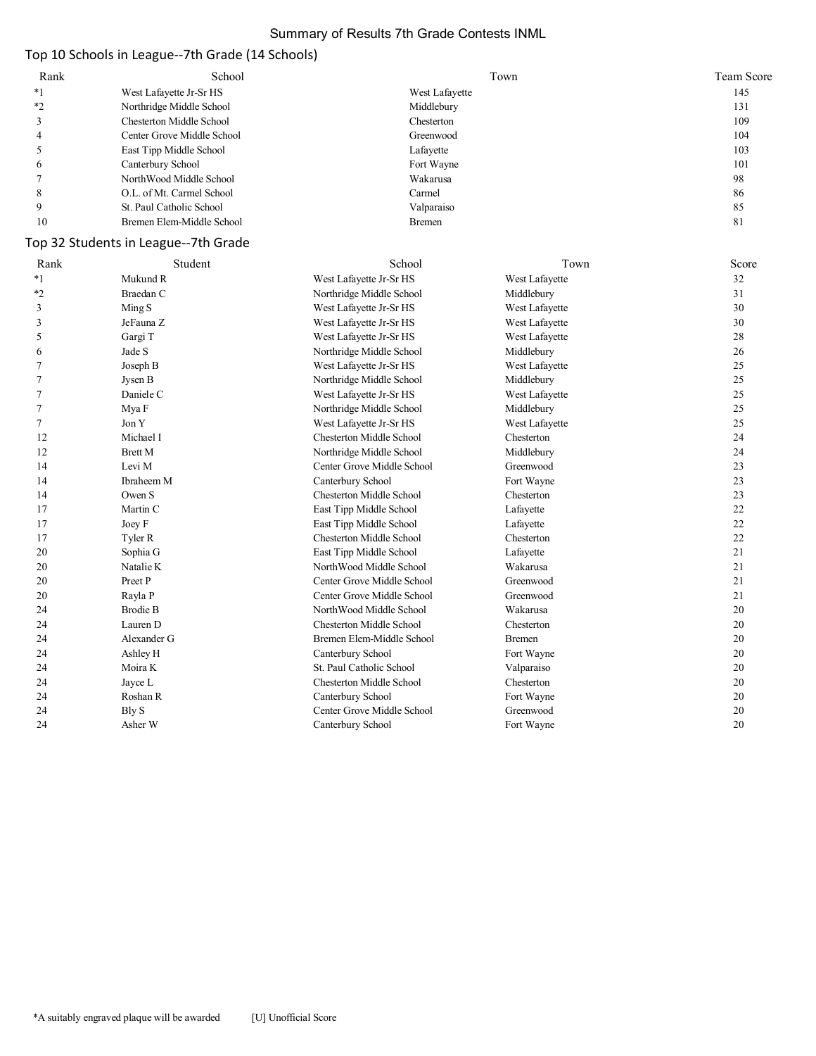# Summary of Results 7th Grade Contests INML

## Top 10 Schools in League--7th Grade (14 Schools)

| Rank | School | Town | Team Score |
|---|---|---|---|
| *1 | West Lafayette Jr-Sr HS | West Lafayette | 145 |
| *2 | Northridge Middle School | Middlebury | 131 |
| 3 | Chesterton Middle School | Chesterton | 109 |
| 4 | Center Grove Middle School | Greenwood | 104 |
| 5 | East Tipp Middle School | Lafayette | 103 |
| 6 | Canterbury School | Fort Wayne | 101 |
| 7 | NorthWood Middle School | Wakarusa | 98 |
| 8 | O.L. of Mt. Carmel School | Carmel | 86 |
| 9 | St. Paul Catholic School | Valparaiso | 85 |
| 10 | Bremen Elem-Middle School | Bremen | 81 |

## Top 32 Students in League--7th Grade

| Rank | Student | School | Town | Score |
|---|---|---|---|---|
| *1 | Mukund R | West Lafayette Jr-Sr HS | West Lafayette | 32 |
| *2 | Braedan C | Northridge Middle School | Middlebury | 31 |
| 3 | Ming S | West Lafayette Jr-Sr HS | West Lafayette | 30 |
| 3 | JeFauna Z | West Lafayette Jr-Sr HS | West Lafayette | 30 |
| 5 | Gargi T | West Lafayette Jr-Sr HS | West Lafayette | 28 |
| 6 | Jade S | Northridge Middle School | Middlebury | 26 |
| 7 | Joseph B | West Lafayette Jr-Sr HS | West Lafayette | 25 |
| 7 | Jysen B | Northridge Middle School | Middlebury | 25 |
| 7 | Daniele C | West Lafayette Jr-Sr HS | West Lafayette | 25 |
| 7 | Mya F | Northridge Middle School | Middlebury | 25 |
| 7 | Jon Y | West Lafayette Jr-Sr HS | West Lafayette | 25 |
| 12 | Michael I | Chesterton Middle School | Chesterton | 24 |
| 12 | Brett M | Northridge Middle School | Middlebury | 24 |
| 14 | Levi M | Center Grove Middle School | Greenwood | 23 |
| 14 | Ibraheem M | Canterbury School | Fort Wayne | 23 |
| 14 | Owen S | Chesterton Middle School | Chesterton | 23 |
| 17 | Martin C | East Tipp Middle School | Lafayette | 22 |
| 17 | Joey F | East Tipp Middle School | Lafayette | 22 |
| 17 | Tyler R | Chesterton Middle School | Chesterton | 22 |
| 20 | Sophia G | East Tipp Middle School | Lafayette | 21 |
| 20 | Natalie K | NorthWood Middle School | Wakarusa | 21 |
| 20 | Preet P | Center Grove Middle School | Greenwood | 21 |
| 20 | Rayla P | Center Grove Middle School | Greenwood | 21 |
| 24 | Brodie B | NorthWood Middle School | Wakarusa | 20 |
| 24 | Lauren D | Chesterton Middle School | Chesterton | 20 |
| 24 | Alexander G | Bremen Elem-Middle School | Bremen | 20 |
| 24 | Ashley H | Canterbury School | Fort Wayne | 20 |
| 24 | Moira K | St. Paul Catholic School | Valparaiso | 20 |
| 24 | Jayce L | Chesterton Middle School | Chesterton | 20 |
| 24 | Roshan R | Canterbury School | Fort Wayne | 20 |
| 24 | Bly S | Center Grove Middle School | Greenwood | 20 |
| 24 | Asher W | Canterbury School | Fort Wayne | 20 |

*A suitably engraved plaque will be awarded [U] Unofficial Score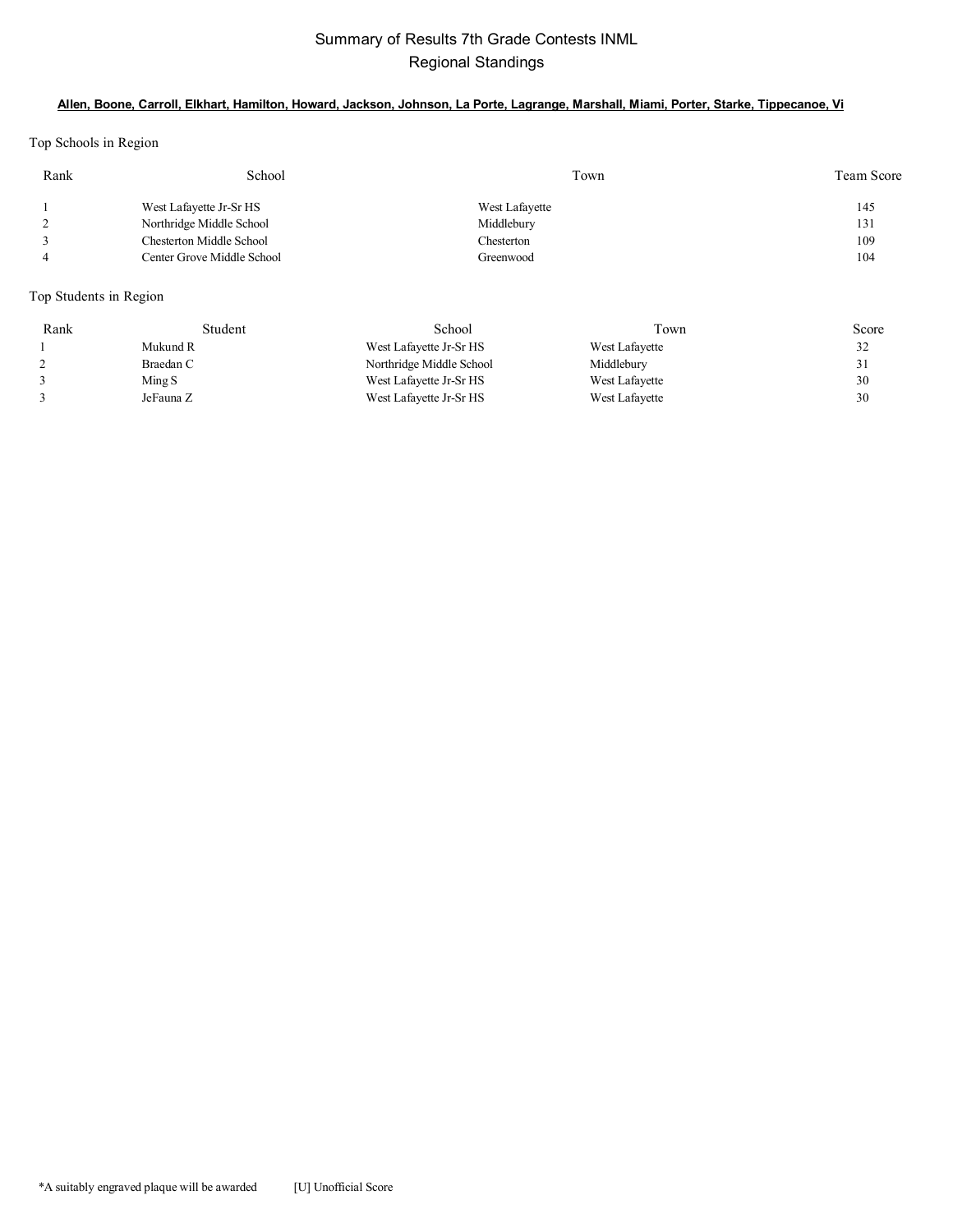# Summary of Results 7th Grade Contests INML

## Regional Standings

**Allen, Boone, Carroll, Elkhart, Hamilton, Howard, Jackson, Johnson, La Porte, Lagrange, Marshall, Miami, Porter, Starke, Tippecanoe, Vi**

### Top Schools in Region

| Rank | School | Town | Team Score |
|---|---|---|---|
| 1 | West Lafayette Jr-Sr HS | West Lafayette | 145 |
| 2 | Northridge Middle School | Middlebury | 131 |
| 3 | Chesterton Middle School | Chesterton | 109 |
| 4 | Center Grove Middle School | Greenwood | 104 |

### Top Students in Region

| Rank | Student | School | Town | Score |
|---|---|---|---|---|
| 1 | Mukund R | West Lafayette Jr-Sr HS | West Lafayette | 32 |
| 2 | Braedan C | Northridge Middle School | Middlebury | 31 |
| 3 | Ming S | West Lafayette Jr-Sr HS | West Lafayette | 30 |
| 3 | JeFauna Z | West Lafayette Jr-Sr HS | West Lafayette | 30 |

*A suitably engraved plaque will be awarded     [U] Unofficial Score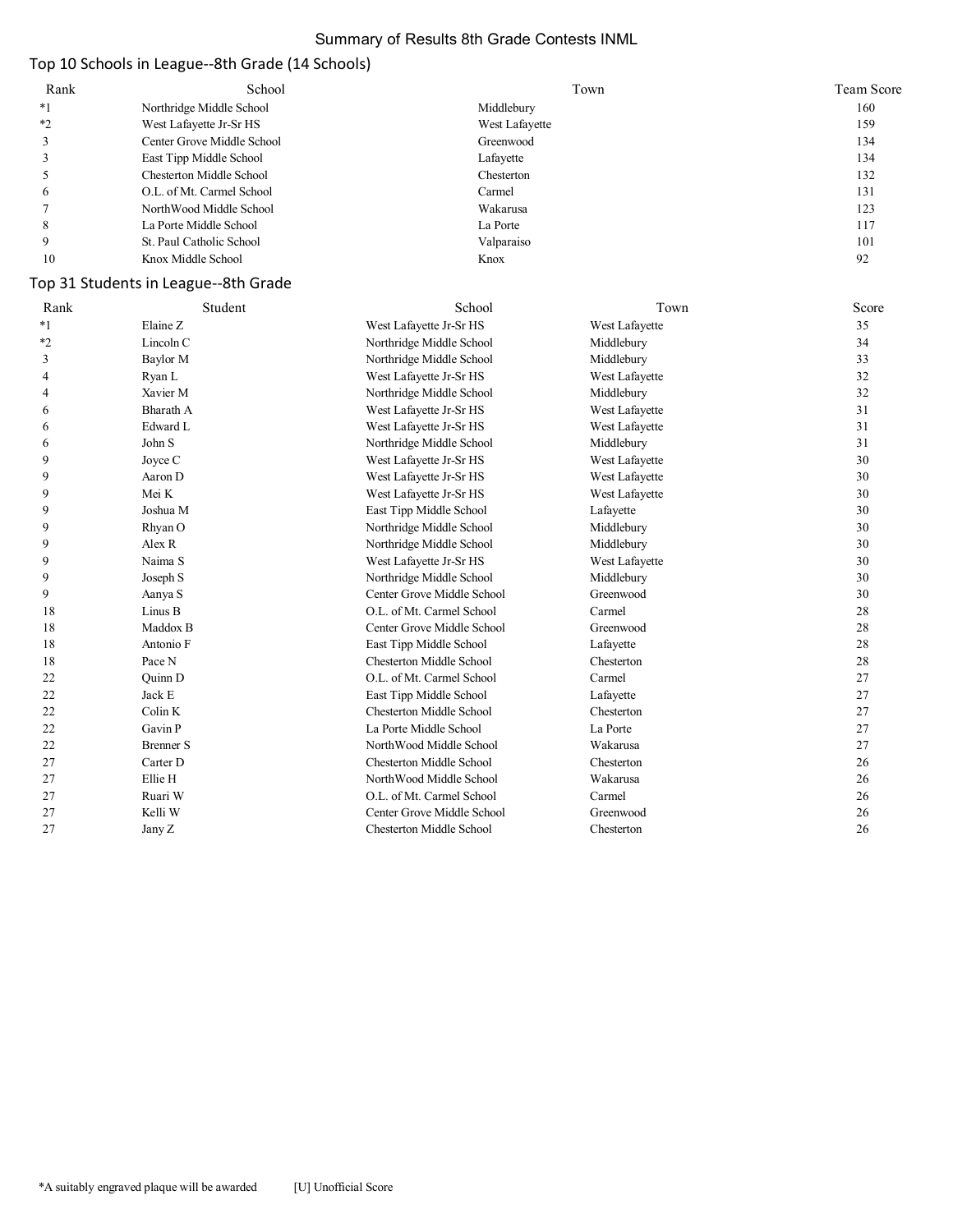# Summary of Results 8th Grade Contests INML

## Top 10 Schools in League--8th Grade (14 Schools)

| Rank | School | Town | Team Score |
|---|---|---|---|
| *1 | Northridge Middle School | Middlebury | 160 |
| *2 | West Lafayette Jr-Sr HS | West Lafayette | 159 |
| 3 | Center Grove Middle School | Greenwood | 134 |
| 3 | East Tipp Middle School | Lafayette | 134 |
| 5 | Chesterton Middle School | Chesterton | 132 |
| 6 | O.L. of Mt. Carmel School | Carmel | 131 |
| 7 | NorthWood Middle School | Wakarusa | 123 |
| 8 | La Porte Middle School | La Porte | 117 |
| 9 | St. Paul Catholic School | Valparaiso | 101 |
| 10 | Knox Middle School | Knox | 92 |

## Top 31 Students in League--8th Grade

| Rank | Student | School | Town | Score |
|---|---|---|---|---|
| *1 | Elaine Z | West Lafayette Jr-Sr HS | West Lafayette | 35 |
| *2 | Lincoln C | Northridge Middle School | Middlebury | 34 |
| 3 | Baylor M | Northridge Middle School | Middlebury | 33 |
| 4 | Ryan L | West Lafayette Jr-Sr HS | West Lafayette | 32 |
| 4 | Xavier M | Northridge Middle School | Middlebury | 32 |
| 6 | Bharath A | West Lafayette Jr-Sr HS | West Lafayette | 31 |
| 6 | Edward L | West Lafayette Jr-Sr HS | West Lafayette | 31 |
| 6 | John S | Northridge Middle School | Middlebury | 31 |
| 9 | Joyce C | West Lafayette Jr-Sr HS | West Lafayette | 30 |
| 9 | Aaron D | West Lafayette Jr-Sr HS | West Lafayette | 30 |
| 9 | Mei K | West Lafayette Jr-Sr HS | West Lafayette | 30 |
| 9 | Joshua M | East Tipp Middle School | Lafayette | 30 |
| 9 | Rhyan O | Northridge Middle School | Middlebury | 30 |
| 9 | Alex R | Northridge Middle School | Middlebury | 30 |
| 9 | Naima S | West Lafayette Jr-Sr HS | West Lafayette | 30 |
| 9 | Joseph S | Northridge Middle School | Middlebury | 30 |
| 9 | Aanya S | Center Grove Middle School | Greenwood | 30 |
| 18 | Linus B | O.L. of Mt. Carmel School | Carmel | 28 |
| 18 | Maddox B | Center Grove Middle School | Greenwood | 28 |
| 18 | Antonio F | East Tipp Middle School | Lafayette | 28 |
| 18 | Pace N | Chesterton Middle School | Chesterton | 28 |
| 22 | Quinn D | O.L. of Mt. Carmel School | Carmel | 27 |
| 22 | Jack E | East Tipp Middle School | Lafayette | 27 |
| 22 | Colin K | Chesterton Middle School | Chesterton | 27 |
| 22 | Gavin P | La Porte Middle School | La Porte | 27 |
| 22 | Brenner S | NorthWood Middle School | Wakarusa | 27 |
| 27 | Carter D | Chesterton Middle School | Chesterton | 26 |
| 27 | Ellie H | NorthWood Middle School | Wakarusa | 26 |
| 27 | Ruari W | O.L. of Mt. Carmel School | Carmel | 26 |
| 27 | Kelli W | Center Grove Middle School | Greenwood | 26 |
| 27 | Jany Z | Chesterton Middle School | Chesterton | 26 |

*A suitably engraved plaque will be awarded [U] Unofficial Score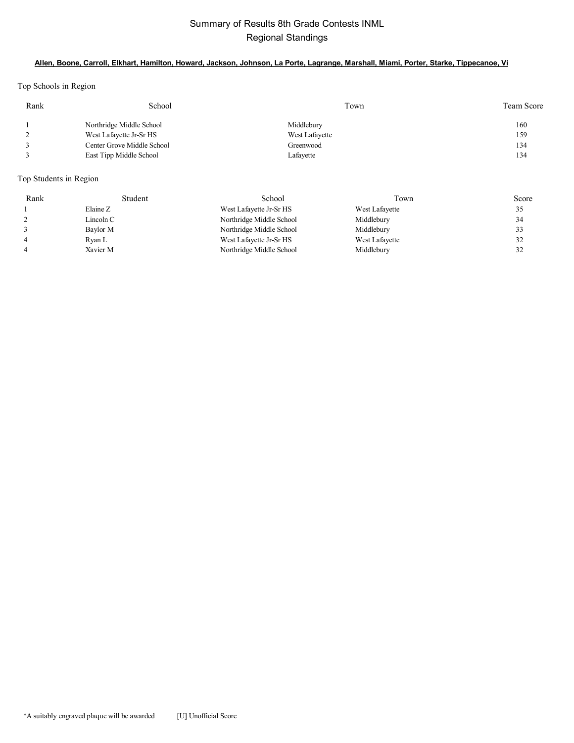# Summary of Results 8th Grade Contests INML

## Regional Standings

**Allen, Boone, Carroll, Elkhart, Hamilton, Howard, Jackson, Johnson, La Porte, Lagrange, Marshall, Miami, Porter, Starke, Tippecanoe, Vi**

### Top Schools in Region

| Rank | School | Town | Team Score |
|---|---|---|---|
| 1 | Northridge Middle School | Middlebury | 160 |
| 2 | West Lafayette Jr-Sr HS | West Lafayette | 159 |
| 3 | Center Grove Middle School | Greenwood | 134 |
| 3 | East Tipp Middle School | Lafayette | 134 |

### Top Students in Region

| Rank | Student | School | Town | Score |
|---|---|---|---|---|
| 1 | Elaine Z | West Lafayette Jr-Sr HS | West Lafayette | 35 |
| 2 | Lincoln C | Northridge Middle School | Middlebury | 34 |
| 3 | Baylor M | Northridge Middle School | Middlebury | 33 |
| 4 | Ryan L | West Lafayette Jr-Sr HS | West Lafayette | 32 |
| 4 | Xavier M | Northridge Middle School | Middlebury | 32 |

*A suitably engraved plaque will be awarded [U] Unofficial Score